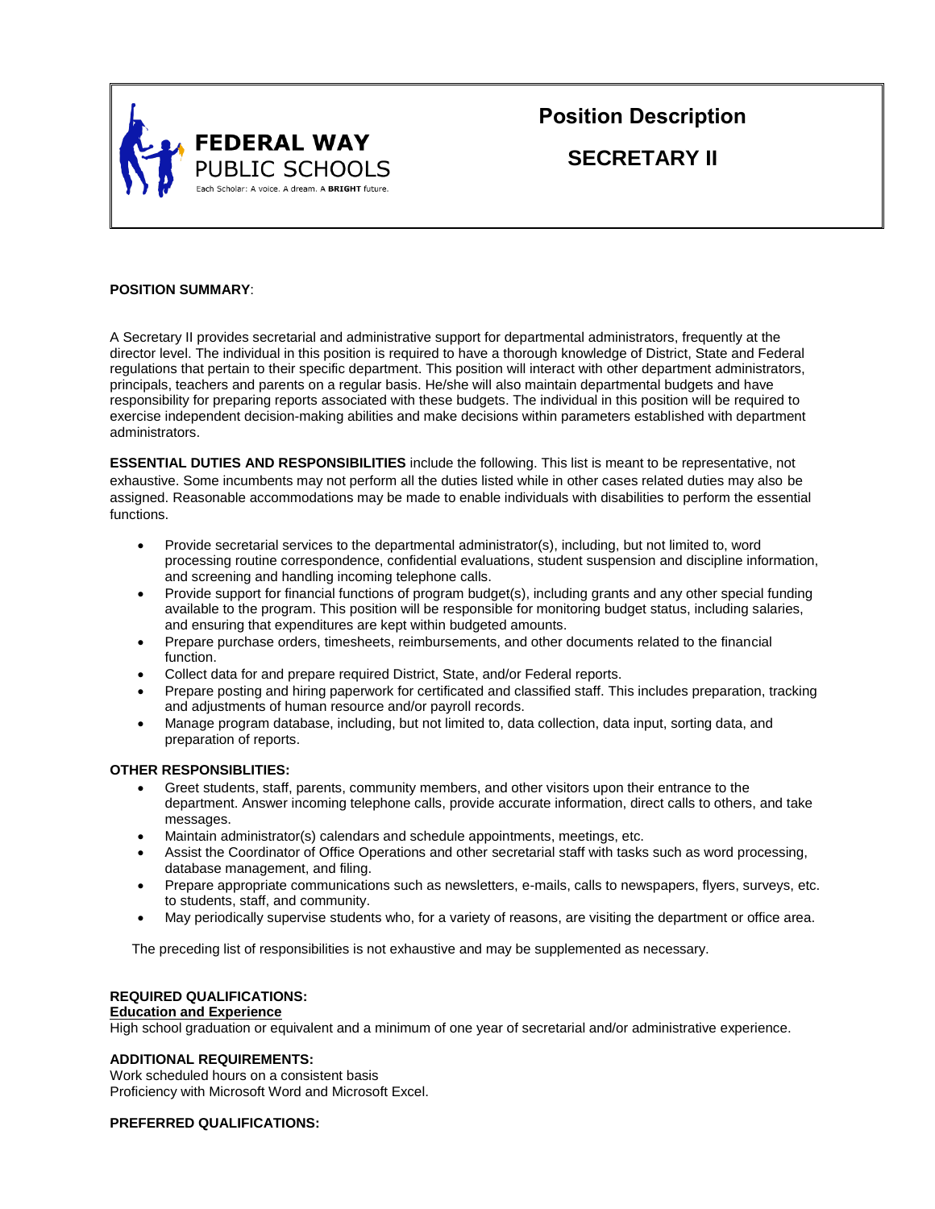FEDERAL WAY PUBLIC SCHOOLS

Each Scholar: A voice. A dream. A **BRIGHT** future.

# Position Description

# SECRETARY II

**POSITION SUMMARY**:

A Secretary II provides secretarial and administrative support for departmental administrators, frequently at the director level. The individual in this position is required to have a thorough knowledge of District, State and Federal regulations that pertain to their specific department. This position will interact with other department administrators, principals, teachers and parents on a regular basis. He/she will also maintain departmental budgets and have responsibility for preparing reports associated with these budgets. The individual in this position will be required to exercise independent decision-making abilities and make decisions within parameters established with department administrators.

**ESSENTIAL DUTIES AND RESPONSIBILITIES** include the following. This list is meant to be representative, not exhaustive. Some incumbents may not perform all the duties listed while in other cases related duties may also be assigned. Reasonable accommodations may be made to enable individuals with disabilities to perform the essential functions.

- Provide secretarial services to the departmental administrator(s), including, but not limited to, word processing routine correspondence, confidential evaluations, student suspension and discipline information, and screening and handling incoming telephone calls.
- Provide support for financial functions of program budget(s), including grants and any other special funding available to the program. This position will be responsible for monitoring budget status, including salaries, and ensuring that expenditures are kept within budgeted amounts.
- Prepare purchase orders, timesheets, reimbursements, and other documents related to the financial function.
- Collect data for and prepare required District, State, and/or Federal reports.
- Prepare posting and hiring paperwork for certificated and classified staff. This includes preparation, tracking and adjustments of human resource and/or payroll records.
- Manage program database, including, but not limited to, data collection, data input, sorting data, and preparation of reports.

**OTHER RESPONSIBLITIES:**

- Greet students, staff, parents, community members, and other visitors upon their entrance to the department. Answer incoming telephone calls, provide accurate information, direct calls to others, and take messages.
- Maintain administrator(s) calendars and schedule appointments, meetings, etc.
- Assist the Coordinator of Office Operations and other secretarial staff with tasks such as word processing, database management, and filing.
- Prepare appropriate communications such as newsletters, e-mails, calls to newspapers, flyers, surveys, etc. to students, staff, and community.
- May periodically supervise students who, for a variety of reasons, are visiting the department or office area.

The preceding list of responsibilities is not exhaustive and may be supplemented as necessary.

**REQUIRED QUALIFICATIONS:**

**Education and Experience**

High school graduation or equivalent and a minimum of one year of secretarial and/or administrative experience.

**ADDITIONAL REQUIREMENTS:**

Work scheduled hours on a consistent basis

Proficiency with Microsoft Word and Microsoft Excel.

**PREFERRED QUALIFICATIONS:**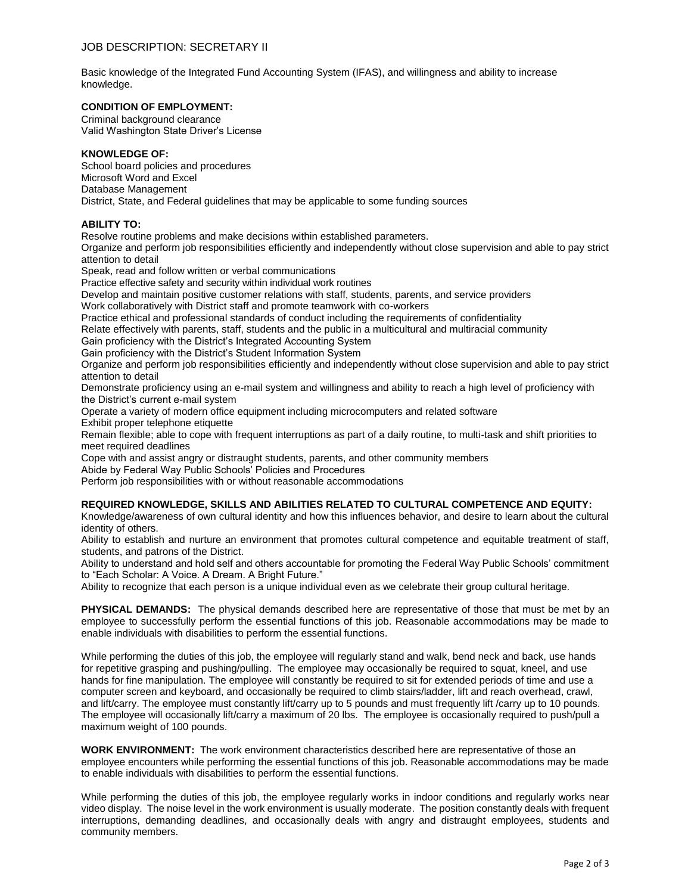JOB DESCRIPTION: SECRETARY II

Basic knowledge of the Integrated Fund Accounting System (IFAS), and willingness and ability to increase knowledge.

**CONDITION OF EMPLOYMENT:**
Criminal background clearance
Valid Washington State Driver's License

**KNOWLEDGE OF:**
School board policies and procedures
Microsoft Word and Excel
Database Management
District, State, and Federal guidelines that may be applicable to some funding sources

**ABILITY TO:**
Resolve routine problems and make decisions within established parameters.
Organize and perform job responsibilities efficiently and independently without close supervision and able to pay strict attention to detail
Speak, read and follow written or verbal communications
Practice effective safety and security within individual work routines
Develop and maintain positive customer relations with staff, students, parents, and service providers
Work collaboratively with District staff and promote teamwork with co-workers
Practice ethical and professional standards of conduct including the requirements of confidentiality
Relate effectively with parents, staff, students and the public in a multicultural and multiracial community
Gain proficiency with the District's Integrated Accounting System
Gain proficiency with the District's Student Information System
Organize and perform job responsibilities efficiently and independently without close supervision and able to pay strict attention to detail
Demonstrate proficiency using an e-mail system and willingness and ability to reach a high level of proficiency with the District's current e-mail system
Operate a variety of modern office equipment including microcomputers and related software
Exhibit proper telephone etiquette
Remain flexible; able to cope with frequent interruptions as part of a daily routine, to multi-task and shift priorities to meet required deadlines
Cope with and assist angry or distraught students, parents, and other community members
Abide by Federal Way Public Schools' Policies and Procedures
Perform job responsibilities with or without reasonable accommodations

**REQUIRED KNOWLEDGE, SKILLS AND ABILITIES RELATED TO CULTURAL COMPETENCE AND EQUITY:**
Knowledge/awareness of own cultural identity and how this influences behavior, and desire to learn about the cultural identity of others.
Ability to establish and nurture an environment that promotes cultural competence and equitable treatment of staff, students, and patrons of the District.
Ability to understand and hold self and others accountable for promoting the Federal Way Public Schools' commitment to "Each Scholar: A Voice. A Dream. A Bright Future."
Ability to recognize that each person is a unique individual even as we celebrate their group cultural heritage.

**PHYSICAL DEMANDS:** The physical demands described here are representative of those that must be met by an employee to successfully perform the essential functions of this job. Reasonable accommodations may be made to enable individuals with disabilities to perform the essential functions.

While performing the duties of this job, the employee will regularly stand and walk, bend neck and back, use hands for repetitive grasping and pushing/pulling. The employee may occasionally be required to squat, kneel, and use hands for fine manipulation. The employee will constantly be required to sit for extended periods of time and use a computer screen and keyboard, and occasionally be required to climb stairs/ladder, lift and reach overhead, crawl, and lift/carry. The employee must constantly lift/carry up to 5 pounds and must frequently lift /carry up to 10 pounds. The employee will occasionally lift/carry a maximum of 20 lbs. The employee is occasionally required to push/pull a maximum weight of 100 pounds.

**WORK ENVIRONMENT:** The work environment characteristics described here are representative of those an employee encounters while performing the essential functions of this job. Reasonable accommodations may be made to enable individuals with disabilities to perform the essential functions.

While performing the duties of this job, the employee regularly works in indoor conditions and regularly works near video display. The noise level in the work environment is usually moderate. The position constantly deals with frequent interruptions, demanding deadlines, and occasionally deals with angry and distraught employees, students and community members.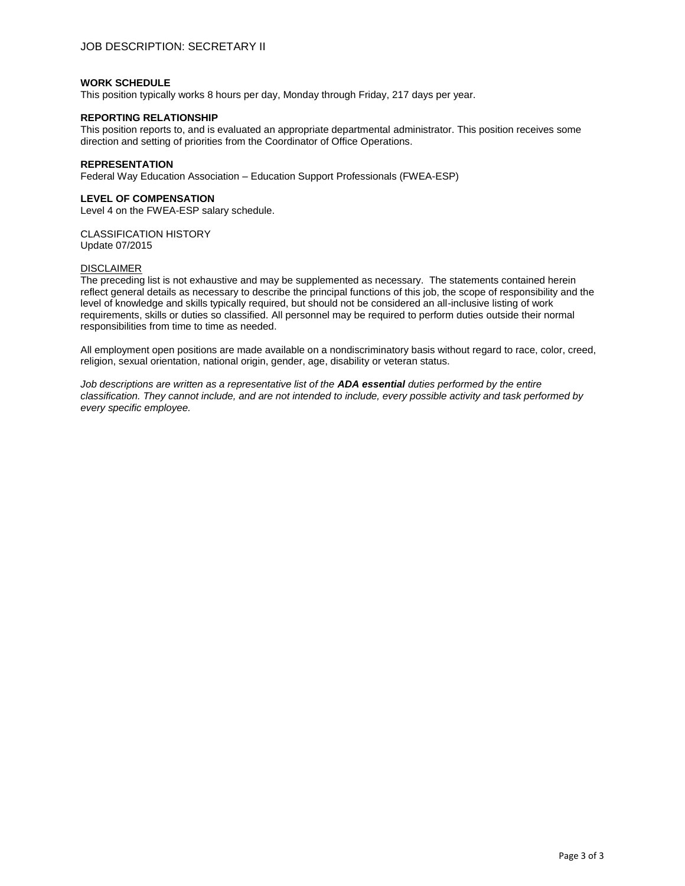### WORK SCHEDULE

This position typically works 8 hours per day, Monday through Friday, 217 days per year.

### REPORTING RELATIONSHIP

This position reports to, and is evaluated an appropriate departmental administrator. This position receives some direction and setting of priorities from the Coordinator of Office Operations.

### REPRESENTATION

Federal Way Education Association – Education Support Professionals (FWEA-ESP)

### LEVEL OF COMPENSATION

Level 4 on the FWEA-ESP salary schedule.

CLASSIFICATION HISTORY
Update 07/2015

DISCLAIMER

The preceding list is not exhaustive and may be supplemented as necessary. The statements contained herein reflect general details as necessary to describe the principal functions of this job, the scope of responsibility and the level of knowledge and skills typically required, but should not be considered an all-inclusive listing of work requirements, skills or duties so classified. All personnel may be required to perform duties outside their normal responsibilities from time to time as needed.

All employment open positions are made available on a nondiscriminatory basis without regard to race, color, creed, religion, sexual orientation, national origin, gender, age, disability or veteran status.

*Job descriptions are written as a representative list of the **ADA essential** duties performed by the entire classification. They cannot include, and are not intended to include, every possible activity and task performed by every specific employee.*